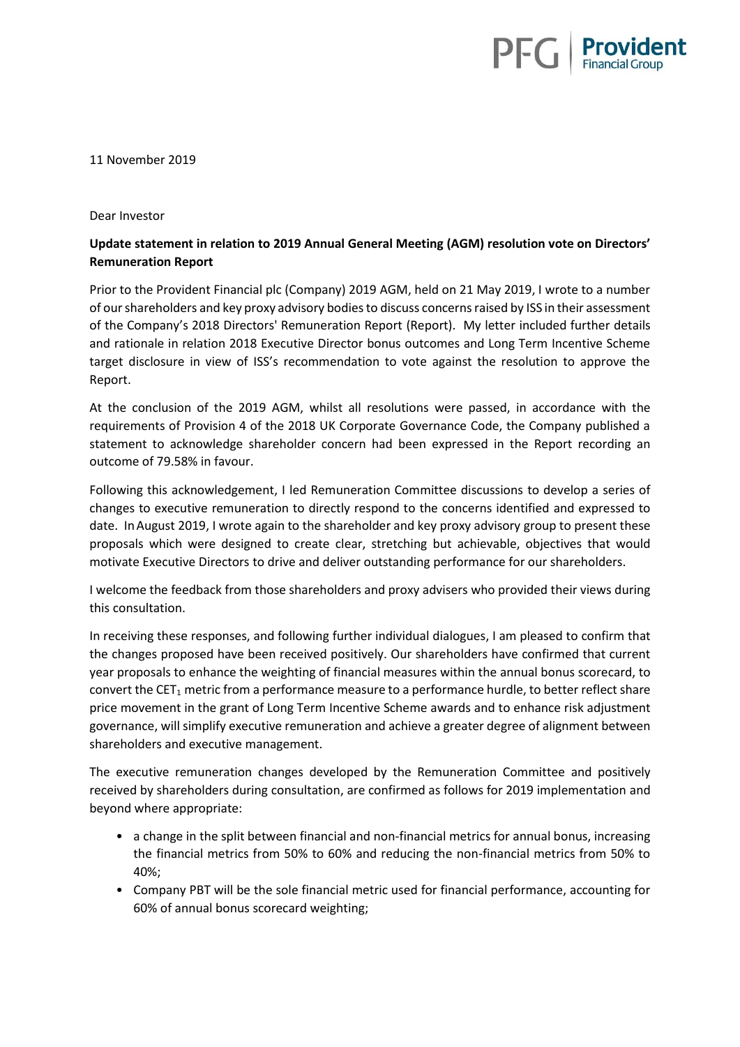11 November 2019

Dear Investor

**Update statement in relation to 2019 Annual General Meeting (AGM) resolution vote on Directors' Remuneration Report**

Prior to the Provident Financial plc (Company) 2019 AGM, held on 21 May 2019, I wrote to a number of our shareholders and key proxy advisory bodies to discuss concerns raised by ISS in their assessment of the Company's 2018 Directors' Remuneration Report (Report). My letter included further details and rationale in relation 2018 Executive Director bonus outcomes and Long Term Incentive Scheme target disclosure in view of ISS's recommendation to vote against the resolution to approve the Report.

At the conclusion of the 2019 AGM, whilst all resolutions were passed, in accordance with the requirements of Provision 4 of the 2018 UK Corporate Governance Code, the Company published a statement to acknowledge shareholder concern had been expressed in the Report recording an outcome of 79.58% in favour.

Following this acknowledgement, I led Remuneration Committee discussions to develop a series of changes to executive remuneration to directly respond to the concerns identified and expressed to date. In August 2019, I wrote again to the shareholder and key proxy advisory group to present these proposals which were designed to create clear, stretching but achievable, objectives that would motivate Executive Directors to drive and deliver outstanding performance for our shareholders.

I welcome the feedback from those shareholders and proxy advisers who provided their views during this consultation.

In receiving these responses, and following further individual dialogues, I am pleased to confirm that the changes proposed have been received positively. Our shareholders have confirmed that current year proposals to enhance the weighting of financial measures within the annual bonus scorecard, to convert the $CET_1$ metric from a performance measure to a performance hurdle, to better reflect share price movement in the grant of Long Term Incentive Scheme awards and to enhance risk adjustment governance, will simplify executive remuneration and achieve a greater degree of alignment between shareholders and executive management.

The executive remuneration changes developed by the Remuneration Committee and positively received by shareholders during consultation, are confirmed as follows for 2019 implementation and beyond where appropriate:

- a change in the split between financial and non-financial metrics for annual bonus, increasing the financial metrics from 50% to 60% and reducing the non-financial metrics from 50% to 40%;
- Company PBT will be the sole financial metric used for financial performance, accounting for 60% of annual bonus scorecard weighting;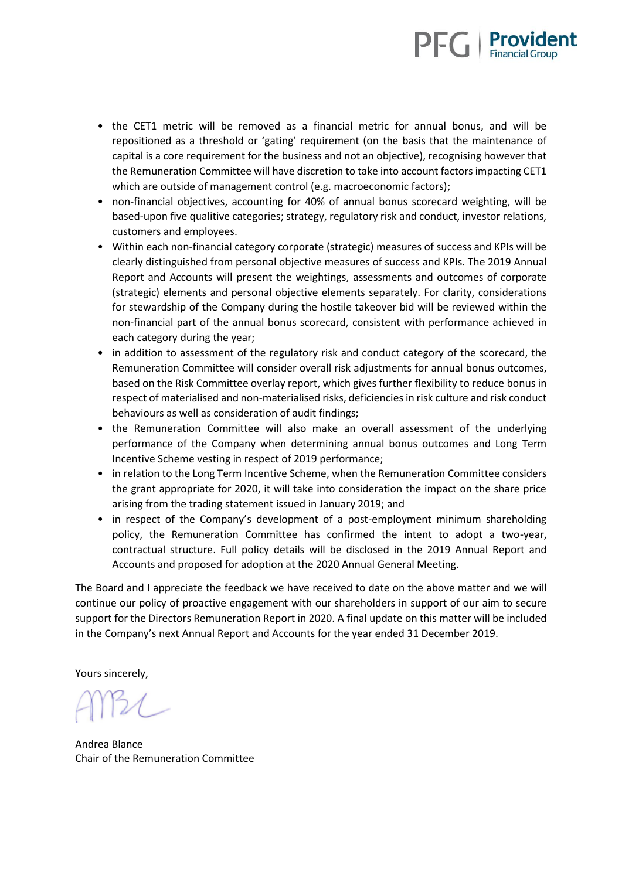- the CET1 metric will be removed as a financial metric for annual bonus, and will be repositioned as a threshold or 'gating' requirement (on the basis that the maintenance of capital is a core requirement for the business and not an objective), recognising however that the Remuneration Committee will have discretion to take into account factors impacting CET1 which are outside of management control (e.g. macroeconomic factors);
- non-financial objectives, accounting for 40% of annual bonus scorecard weighting, will be based-upon five qualitive categories; strategy, regulatory risk and conduct, investor relations, customers and employees.
- Within each non-financial category corporate (strategic) measures of success and KPIs will be clearly distinguished from personal objective measures of success and KPIs. The 2019 Annual Report and Accounts will present the weightings, assessments and outcomes of corporate (strategic) elements and personal objective elements separately. For clarity, considerations for stewardship of the Company during the hostile takeover bid will be reviewed within the non-financial part of the annual bonus scorecard, consistent with performance achieved in each category during the year;
- in addition to assessment of the regulatory risk and conduct category of the scorecard, the Remuneration Committee will consider overall risk adjustments for annual bonus outcomes, based on the Risk Committee overlay report, which gives further flexibility to reduce bonus in respect of materialised and non-materialised risks, deficiencies in risk culture and risk conduct behaviours as well as consideration of audit findings;
- the Remuneration Committee will also make an overall assessment of the underlying performance of the Company when determining annual bonus outcomes and Long Term Incentive Scheme vesting in respect of 2019 performance;
- in relation to the Long Term Incentive Scheme, when the Remuneration Committee considers the grant appropriate for 2020, it will take into consideration the impact on the share price arising from the trading statement issued in January 2019; and
- in respect of the Company's development of a post-employment minimum shareholding policy, the Remuneration Committee has confirmed the intent to adopt a two-year, contractual structure. Full policy details will be disclosed in the 2019 Annual Report and Accounts and proposed for adoption at the 2020 Annual General Meeting.

The Board and I appreciate the feedback we have received to date on the above matter and we will continue our policy of proactive engagement with our shareholders in support of our aim to secure support for the Directors Remuneration Report in 2020. A final update on this matter will be included in the Company's next Annual Report and Accounts for the year ended 31 December 2019.

Yours sincerely,

Andrea Blance
Chair of the Remuneration Committee